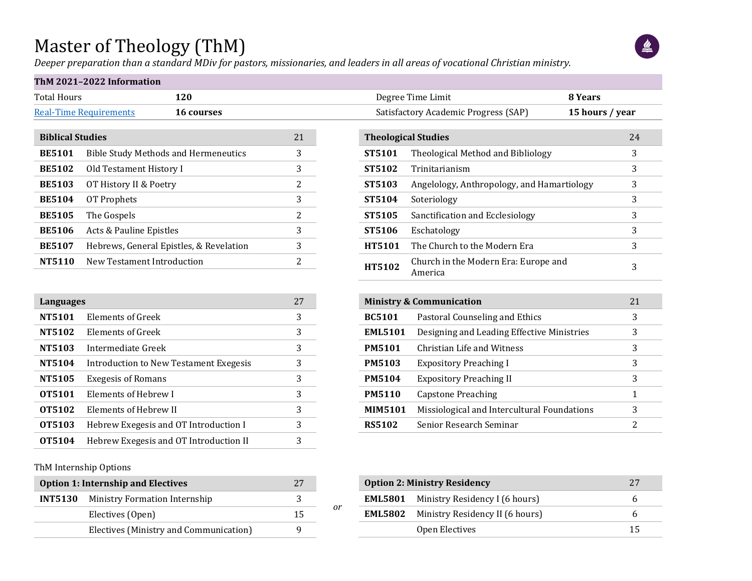# Master of Theology (ThM)

*Deeper preparation than a standard MDiv for pastors, missionaries, and leaders in all areas of vocational Christian ministry.*

| ThM 2021–2022 Information | | | |
|---|---|---|---|
| Total Hours | **120** | Degree Time Limit | **8 Years** |
| [Real-Time Requirements]() | **16 courses** | Satisfactory Academic Progress (SAP) | **15 hours / year** |

| **Biblical Studies** | | 21 |
|---|---|---|
| **BE5101** | Bible Study Methods and Hermeneutics | 3 |
| **BE5102** | Old Testament History I | 3 |
| **BE5103** | OT History II & Poetry | 2 |
| **BE5104** | OT Prophets | 3 |
| **BE5105** | The Gospels | 2 |
| **BE5106** | Acts & Pauline Epistles | 3 |
| **BE5107** | Hebrews, General Epistles, & Revelation | 3 |
| **NT5110** | New Testament Introduction | 2 |

| **Theological Studies** | | 24 |
|---|---|---|
| **ST5101** | Theological Method and Bibliology | 3 |
| **ST5102** | Trinitarianism | 3 |
| **ST5103** | Angelology, Anthropology, and Hamartiology | 3 |
| **ST5104** | Soteriology | 3 |
| **ST5105** | Sanctification and Ecclesiology | 3 |
| **ST5106** | Eschatology | 3 |
| **HT5101** | The Church to the Modern Era | 3 |
| **HT5102** | Church in the Modern Era: Europe and America | 3 |

| **Languages** | | 27 |
|---|---|---|
| **NT5101** | Elements of Greek | 3 |
| **NT5102** | Elements of Greek | 3 |
| **NT5103** | Intermediate Greek | 3 |
| **NT5104** | Introduction to New Testament Exegesis | 3 |
| **NT5105** | Exegesis of Romans | 3 |
| **OT5101** | Elements of Hebrew I | 3 |
| **OT5102** | Elements of Hebrew II | 3 |
| **OT5103** | Hebrew Exegesis and OT Introduction I | 3 |
| **OT5104** | Hebrew Exegesis and OT Introduction II | 3 |

| **Ministry & Communication** | | 21 |
|---|---|---|
| **BC5101** | Pastoral Counseling and Ethics | 3 |
| **EML5101** | Designing and Leading Effective Ministries | 3 |
| **PM5101** | Christian Life and Witness | 3 |
| **PM5103** | Expository Preaching I | 3 |
| **PM5104** | Expository Preaching II | 3 |
| **PM5110** | Capstone Preaching | 1 |
| **MIM5101** | Missiological and Intercultural Foundations | 3 |
| **RS5102** | Senior Research Seminar | 2 |

ThM Internship Options

| **Option 1: Internship and Electives** | | 27 |
|---|---|---|
| **INT5130** | Ministry Formation Internship | 3 |
| | Electives (Open) | 15 |
| | Electives (Ministry and Communication) | 9 |

*or*

| **Option 2: Ministry Residency** | | 27 |
|---|---|---|
| **EML5801** | Ministry Residency I (6 hours) | 6 |
| **EML5802** | Ministry Residency II (6 hours) | 6 |
| | Open Electives | 15 |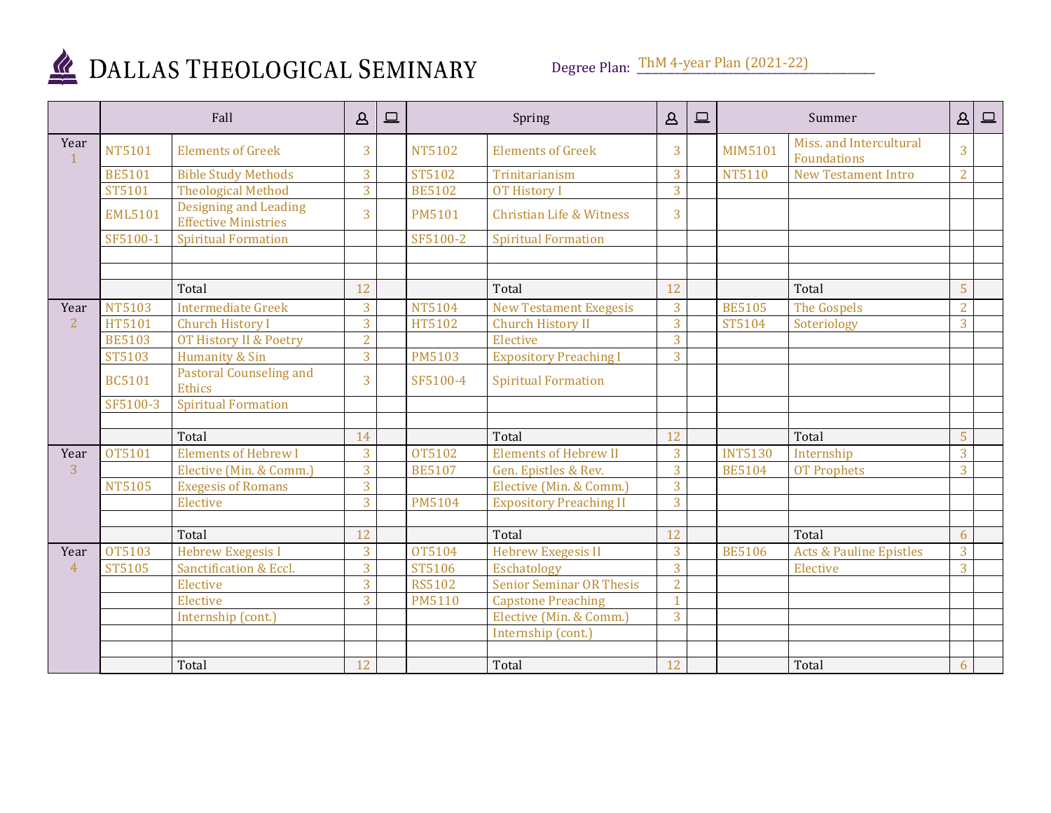# DALLAS THEOLOGICAL SEMINARY

Degree Plan: ThM 4-year Plan (2021-22)

| | Fall | | 👤 | 💻 | Spring | | 👤 | 💻 | Summer | | 👤 | 💻 |
|---|---|---|---|---|---|---|---|---|---|---|---|---|
| Year 1 | NT5101 | Elements of Greek | 3 | | NT5102 | Elements of Greek | 3 | | MIM5101 | Miss. and Intercultural Foundations | 3 | |
| | BE5101 | Bible Study Methods | 3 | | ST5102 | Trinitarianism | 3 | | NT5110 | New Testament Intro | 2 | |
| | ST5101 | Theological Method | 3 | | BE5102 | OT History I | 3 | | | | | |
| | EML5101 | Designing and Leading Effective Ministries | 3 | | PM5101 | Christian Life & Witness | 3 | | | | | |
| | SF5100-1 | Spiritual Formation | | | SF5100-2 | Spiritual Formation | | | | | | |
| | | | | | | | | | | | | |
| | | | | | | | | | | | | |
| | | Total | 12 | | | Total | 12 | | | Total | 5 | |
| Year 2 | NT5103 | Intermediate Greek | 3 | | NT5104 | New Testament Exegesis | 3 | | BE5105 | The Gospels | 2 | |
| | HT5101 | Church History I | 3 | | HT5102 | Church History II | 3 | | ST5104 | Soteriology | 3 | |
| | BE5103 | OT History II & Poetry | 2 | | | Elective | 3 | | | | | |
| | ST5103 | Humanity & Sin | 3 | | PM5103 | Expository Preaching I | 3 | | | | | |
| | BC5101 | Pastoral Counseling and Ethics | 3 | | SF5100-4 | Spiritual Formation | | | | | | |
| | SF5100-3 | Spiritual Formation | | | | | | | | | | |
| | | | | | | | | | | | | |
| | | Total | 14 | | | Total | 12 | | | Total | 5 | |
| Year 3 | OT5101 | Elements of Hebrew I | 3 | | OT5102 | Elements of Hebrew II | 3 | | INT5130 | Internship | 3 | |
| | | Elective (Min. & Comm.) | 3 | | BE5107 | Gen. Epistles & Rev. | 3 | | BE5104 | OT Prophets | 3 | |
| | NT5105 | Exegesis of Romans | 3 | | | Elective (Min. & Comm.) | 3 | | | | | |
| | | Elective | 3 | | PM5104 | Expository Preaching II | 3 | | | | | |
| | | | | | | | | | | | | |
| | | Total | 12 | | | Total | 12 | | | Total | 6 | |
| Year 4 | OT5103 | Hebrew Exegesis I | 3 | | OT5104 | Hebrew Exegesis II | 3 | | BE5106 | Acts & Pauline Epistles | 3 | |
| | ST5105 | Sanctification & Eccl. | 3 | | ST5106 | Eschatology | 3 | | | Elective | 3 | |
| | | Elective | 3 | | RS5102 | Senior Seminar OR Thesis | 2 | | | | | |
| | | Elective | 3 | | PM5110 | Capstone Preaching | 1 | | | | | |
| | | Internship (cont.) | | | | Elective (Min. & Comm.) | 3 | | | | | |
| | | | | | | Internship (cont.) | | | | | | |
| | | | | | | | | | | | | |
| | | Total | 12 | | | Total | 12 | | | Total | 6 | |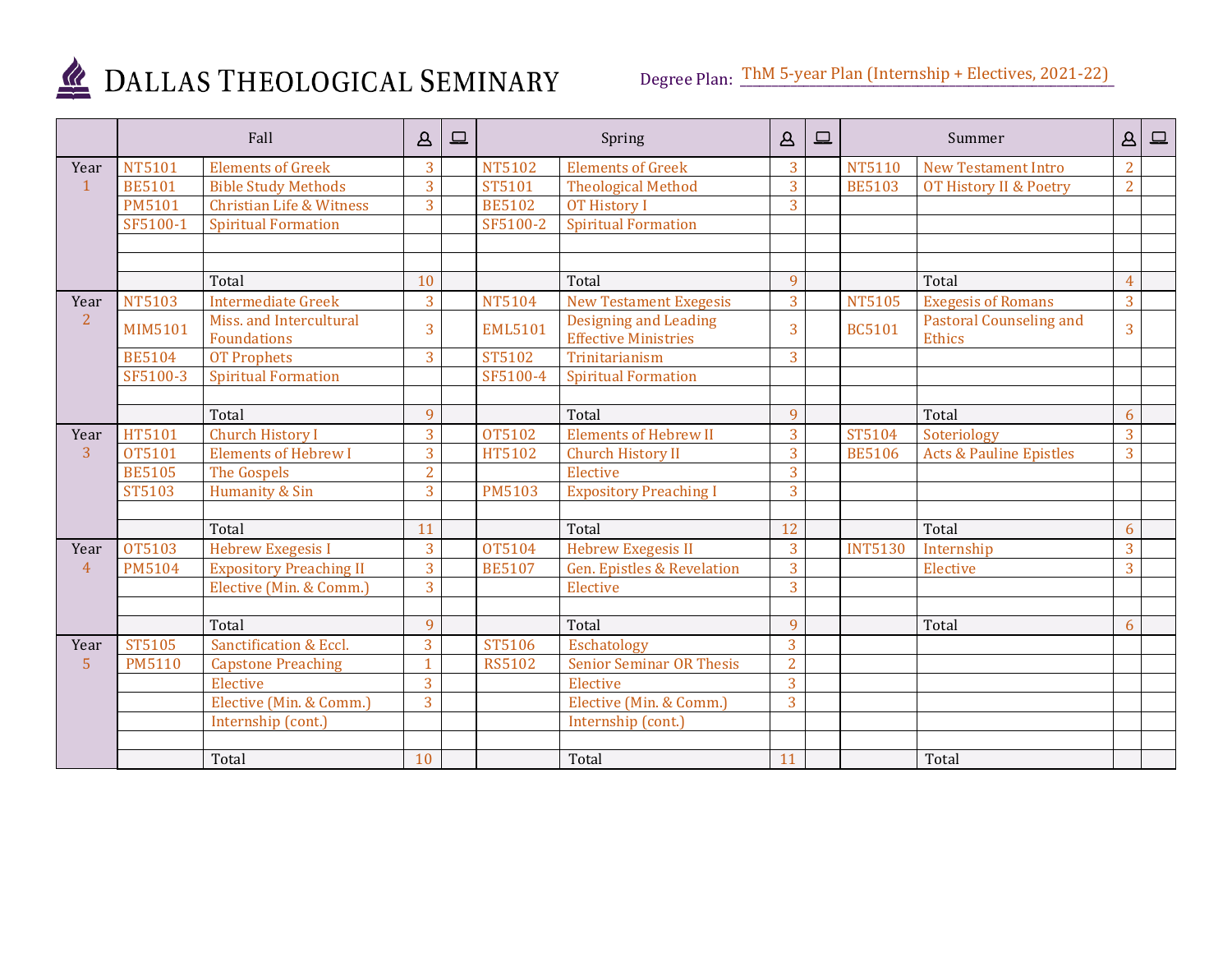# DALLAS THEOLOGICAL SEMINARY

Degree Plan: ThM 5-year Plan (Internship + Electives, 2021-22)

| | Fall | | In-person | Online | Spring | | In-person | Online | Summer | | In-person | Online |
|---|---|---|---|---|---|---|---|---|---|---|---|---|
| Year 1 | NT5101 | Elements of Greek | 3 | | NT5102 | Elements of Greek | 3 | | NT5110 | New Testament Intro | 2 | |
| | BE5101 | Bible Study Methods | 3 | | ST5101 | Theological Method | 3 | | BE5103 | OT History II & Poetry | 2 | |
| | PM5101 | Christian Life & Witness | 3 | | BE5102 | OT History I | 3 | | | | | |
| | SF5100-1 | Spiritual Formation | | | SF5100-2 | Spiritual Formation | | | | | | |
| | | | | | | | | | | | | |
| | | | | | | | | | | | | |
| | | Total | 10 | | | Total | 9 | | | Total | 4 | |
| Year 2 | NT5103 | Intermediate Greek | 3 | | NT5104 | New Testament Exegesis | 3 | | NT5105 | Exegesis of Romans | 3 | |
| | MIM5101 | Miss. and Intercultural Foundations | 3 | | EML5101 | Designing and Leading Effective Ministries | 3 | | BC5101 | Pastoral Counseling and Ethics | 3 | |
| | BE5104 | OT Prophets | 3 | | ST5102 | Trinitarianism | 3 | | | | | |
| | SF5100-3 | Spiritual Formation | | | SF5100-4 | Spiritual Formation | | | | | | |
| | | | | | | | | | | | | |
| | | Total | 9 | | | Total | 9 | | | Total | 6 | |
| Year 3 | HT5101 | Church History I | 3 | | OT5102 | Elements of Hebrew II | 3 | | ST5104 | Soteriology | 3 | |
| | OT5101 | Elements of Hebrew I | 3 | | HT5102 | Church History II | 3 | | BE5106 | Acts & Pauline Epistles | 3 | |
| | BE5105 | The Gospels | 2 | | | Elective | 3 | | | | | |
| | ST5103 | Humanity & Sin | 3 | | PM5103 | Expository Preaching I | 3 | | | | | |
| | | | | | | | | | | | | |
| | | Total | 11 | | | Total | 12 | | | Total | 6 | |
| Year 4 | OT5103 | Hebrew Exegesis I | 3 | | OT5104 | Hebrew Exegesis II | 3 | | INT5130 | Internship | 3 | |
| | PM5104 | Expository Preaching II | 3 | | BE5107 | Gen. Epistles & Revelation | 3 | | | Elective | 3 | |
| | | Elective (Min. & Comm.) | 3 | | | Elective | 3 | | | | | |
| | | | | | | | | | | | | |
| | | Total | 9 | | | Total | 9 | | | Total | 6 | |
| Year 5 | ST5105 | Sanctification & Eccl. | 3 | | ST5106 | Eschatology | 3 | | | | | |
| | PM5110 | Capstone Preaching | 1 | | RS5102 | Senior Seminar OR Thesis | 2 | | | | | |
| | | Elective | 3 | | | Elective | 3 | | | | | |
| | | Elective (Min. & Comm.) | 3 | | | Elective (Min. & Comm.) | 3 | | | | | |
| | | Internship (cont.) | | | | Internship (cont.) | | | | | | |
| | | | | | | | | | | | | |
| | | Total | 10 | | | Total | 11 | | | Total | | |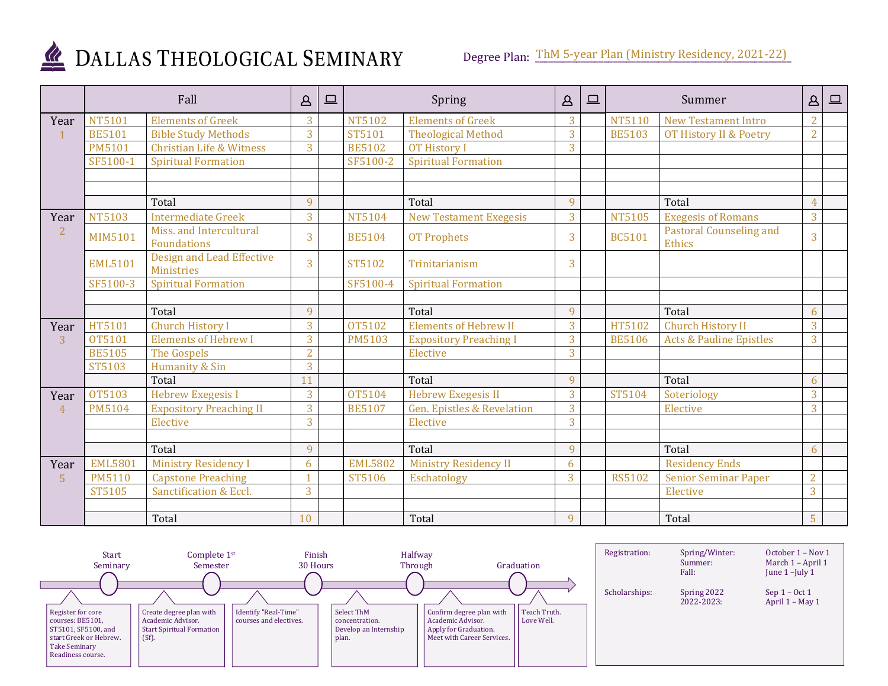# DALLAS THEOLOGICAL SEMINARY

**Degree Plan:** ThM 5-year Plan (Ministry Residency, 2021-22)

| | Fall | | | | Spring | | | | Summer | | | |
|---|---|---|---|---|---|---|---|---|---|---|---|---|
| **Year 1** | NT5101 | Elements of Greek | 3 | | NT5102 | Elements of Greek | 3 | | NT5110 | New Testament Intro | 2 | |
| | BE5101 | Bible Study Methods | 3 | | ST5101 | Theological Method | 3 | | BE5103 | OT History II & Poetry | 2 | |
| | PM5101 | Christian Life & Witness | 3 | | BE5102 | OT History I | 3 | | | | | |
| | SF5100-1 | Spiritual Formation | | | SF5100-2 | Spiritual Formation | | | | | | |
| | | Total | 9 | | | Total | 9 | | | Total | 4 | |
| **Year 2** | NT5103 | Intermediate Greek | 3 | | NT5104 | New Testament Exegesis | 3 | | NT5105 | Exegesis of Romans | 3 | |
| | MIM5101 | Miss. and Intercultural Foundations | 3 | | BE5104 | OT Prophets | 3 | | BC5101 | Pastoral Counseling and Ethics | 3 | |
| | EML5101 | Design and Lead Effective Ministries | 3 | | ST5102 | Trinitarianism | 3 | | | | | |
| | SF5100-3 | Spiritual Formation | | | SF5100-4 | Spiritual Formation | | | | | | |
| | | Total | 9 | | | Total | 9 | | | Total | 6 | |
| **Year 3** | HT5101 | Church History I | 3 | | OT5102 | Elements of Hebrew II | 3 | | HT5102 | Church History II | 3 | |
| | OT5101 | Elements of Hebrew I | 3 | | PM5103 | Expository Preaching I | 3 | | BE5106 | Acts & Pauline Epistles | 3 | |
| | BE5105 | The Gospels | 2 | | | Elective | 3 | | | | | |
| | ST5103 | Humanity & Sin | 3 | | | | | | | | | |
| | | Total | 11 | | | Total | 9 | | | Total | 6 | |
| **Year 4** | OT5103 | Hebrew Exegesis I | 3 | | OT5104 | Hebrew Exegesis II | 3 | | ST5104 | Soteriology | 3 | |
| | PM5104 | Expository Preaching II | 3 | | BE5107 | Gen. Epistles & Revelation | 3 | | | Elective | 3 | |
| | | Elective | 3 | | | Elective | 3 | | | | | |
| | | Total | 9 | | | Total | 9 | | | Total | 6 | |
| **Year 5** | EML5801 | Ministry Residency I | 6 | | EML5802 | Ministry Residency II | 6 | | | Residency Ends | | |
| | PM5110 | Capstone Preaching | 1 | | ST5106 | Eschatology | 3 | | RS5102 | Senior Seminar Paper | 2 | |
| | ST5105 | Sanctification & Eccl. | 3 | | | | | | | Elective | 3 | |
| | | Total | 10 | | | Total | 9 | | | Total | 5 | |

**Timeline:**

- **Start Seminary:** Register for core courses: BE5101, ST5101, SF5100, and start Greek or Hebrew. Take Seminary Readiness course.
- **Complete 1st Semester:** Create degree plan with Academic Advisor. Start Spiritual Formation (Sf).
- Identify "Real-Time" courses and electives.
- **Finish 30 Hours:** Select ThM concentration. Develop an Internship plan.
- **Halfway Through:** Confirm degree plan with Academic Advisor. Apply for Graduation. Meet with Career Services.
- **Graduation:** Teach Truth. Love Well.

| | | |
|---|---|---|
| Registration: | Spring/Winter: | October 1 – Nov 1 |
| | Summer: | March 1 – April 1 |
| | Fall: | June 1 –July 1 |
| Scholarships: | Spring 2022 | Sep 1 – Oct 1 |
| | 2022-2023: | April 1 – May 1 |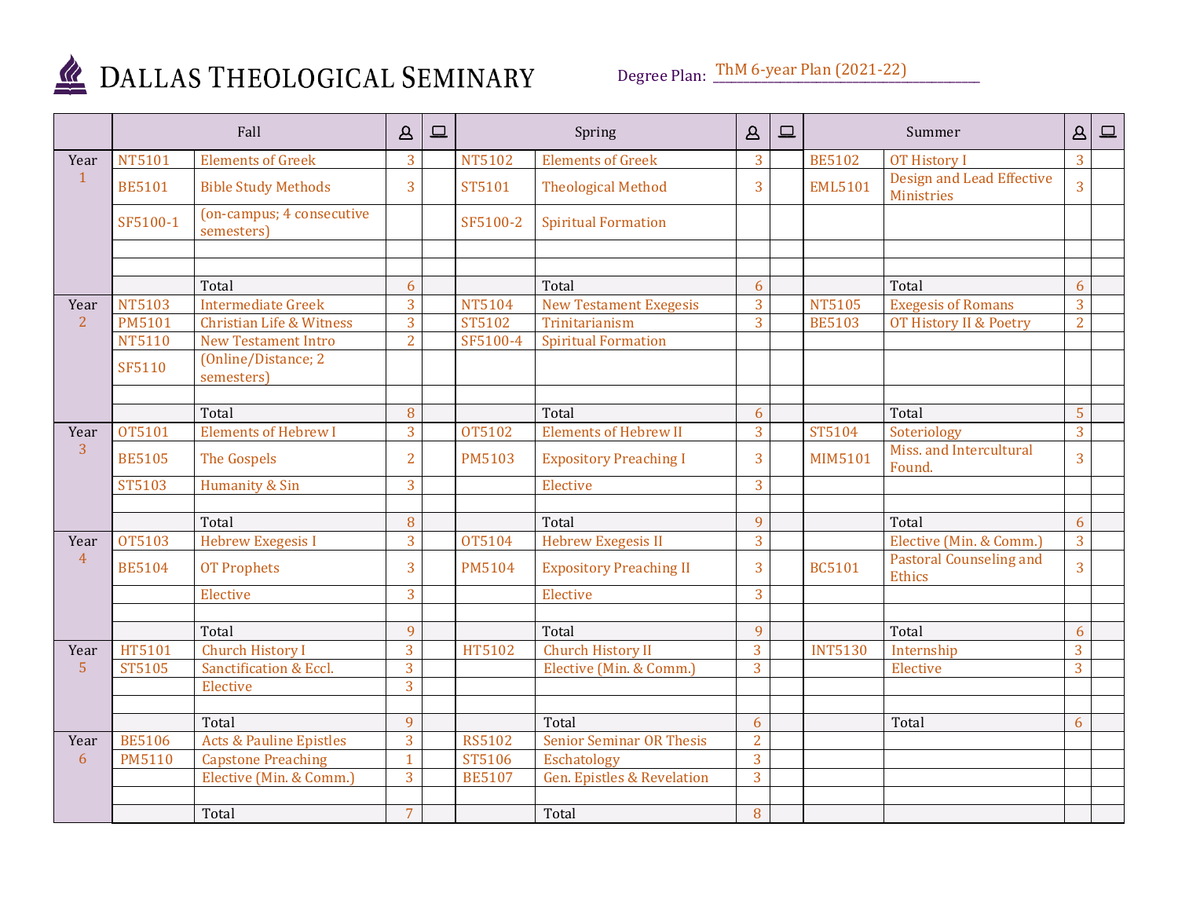# DALLAS THEOLOGICAL SEMINARY

Degree Plan: ThM 6-year Plan (2021-22)

| | Fall | | 👤 | 💻 | Spring | | 👤 | 💻 | Summer | | 👤 | 💻 |
|---|---|---|---|---|---|---|---|---|---|---|---|---|
| Year 1 | NT5101 | Elements of Greek | 3 | | NT5102 | Elements of Greek | 3 | | BE5102 | OT History I | 3 | |
| | BE5101 | Bible Study Methods | 3 | | ST5101 | Theological Method | 3 | | EML5101 | Design and Lead Effective Ministries | 3 | |
| | SF5100-1 | (on-campus; 4 consecutive semesters) | | | SF5100-2 | Spiritual Formation | | | | | | |
| | | | | | | | | | | | | |
| | | | | | | | | | | | | |
| | | Total | 6 | | | Total | 6 | | | Total | 6 | |
| Year 2 | NT5103 | Intermediate Greek | 3 | | NT5104 | New Testament Exegesis | 3 | | NT5105 | Exegesis of Romans | 3 | |
| | PM5101 | Christian Life & Witness | 3 | | ST5102 | Trinitarianism | 3 | | BE5103 | OT History II & Poetry | 2 | |
| | NT5110 | New Testament Intro | 2 | | SF5100-4 | Spiritual Formation | | | | | | |
| | SF5110 | (Online/Distance; 2 semesters) | | | | | | | | | | |
| | | | | | | | | | | | | |
| | | Total | 8 | | | Total | 6 | | | Total | 5 | |
| Year 3 | OT5101 | Elements of Hebrew I | 3 | | OT5102 | Elements of Hebrew II | 3 | | ST5104 | Soteriology | 3 | |
| | BE5105 | The Gospels | 2 | | PM5103 | Expository Preaching I | 3 | | MIM5101 | Miss. and Intercultural Found. | 3 | |
| | ST5103 | Humanity & Sin | 3 | | | Elective | 3 | | | | | |
| | | | | | | | | | | | | |
| | | Total | 8 | | | Total | 9 | | | Total | 6 | |
| Year 4 | OT5103 | Hebrew Exegesis I | 3 | | OT5104 | Hebrew Exegesis II | 3 | | | Elective (Min. & Comm.) | 3 | |
| | BE5104 | OT Prophets | 3 | | PM5104 | Expository Preaching II | 3 | | BC5101 | Pastoral Counseling and Ethics | 3 | |
| | | Elective | 3 | | | Elective | 3 | | | | | |
| | | | | | | | | | | | | |
| | | Total | 9 | | | Total | 9 | | | Total | 6 | |
| Year 5 | HT5101 | Church History I | 3 | | HT5102 | Church History II | 3 | | INT5130 | Internship | 3 | |
| | ST5105 | Sanctification & Eccl. | 3 | | | Elective (Min. & Comm.) | 3 | | | Elective | 3 | |
| | | Elective | 3 | | | | | | | | | |
| | | | | | | | | | | | | |
| | | Total | 9 | | | Total | 6 | | | Total | 6 | |
| Year 6 | BE5106 | Acts & Pauline Epistles | 3 | | RS5102 | Senior Seminar OR Thesis | 2 | | | | | |
| | PM5110 | Capstone Preaching | 1 | | ST5106 | Eschatology | 3 | | | | | |
| | | Elective (Min. & Comm.) | 3 | | BE5107 | Gen. Epistles & Revelation | 3 | | | | | |
| | | | | | | | | | | | | |
| | | Total | 7 | | | Total | 8 | | | | | |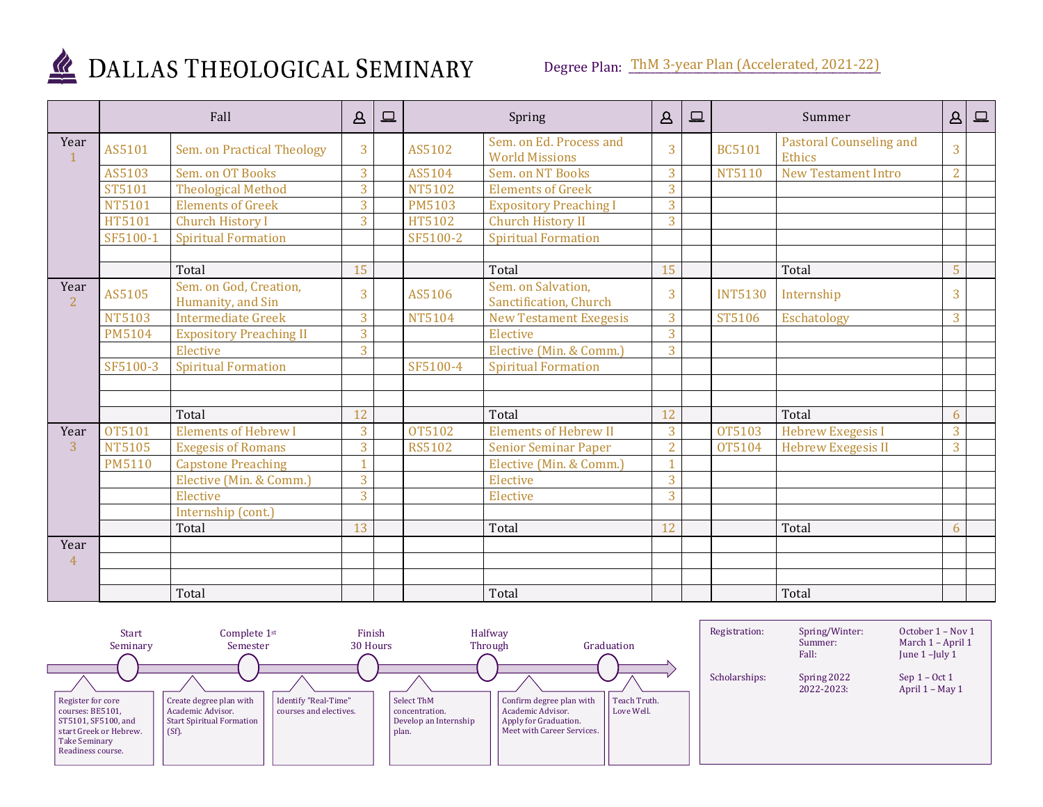# Dallas Theological Seminary

Degree Plan: ThM 3-year Plan (Accelerated, 2021-22)

| | Fall | | In-person | Online | Spring | | In-person | Online | Summer | | In-person | Online |
|---|---|---|---|---|---|---|---|---|---|---|---|---|
| Year 1 | AS5101 | Sem. on Practical Theology | 3 | | AS5102 | Sem. on Ed. Process and World Missions | 3 | | BC5101 | Pastoral Counseling and Ethics | 3 | |
| | AS5103 | Sem. on OT Books | 3 | | AS5104 | Sem. on NT Books | 3 | | NT5110 | New Testament Intro | 2 | |
| | ST5101 | Theological Method | 3 | | NT5102 | Elements of Greek | 3 | | | | | |
| | NT5101 | Elements of Greek | 3 | | PM5103 | Expository Preaching I | 3 | | | | | |
| | HT5101 | Church History I | 3 | | HT5102 | Church History II | 3 | | | | | |
| | SF5100-1 | Spiritual Formation | | | SF5100-2 | Spiritual Formation | | | | | | |
| | | | | | | | | | | | | |
| | | Total | 15 | | | Total | 15 | | | Total | 5 | |
| Year 2 | AS5105 | Sem. on God, Creation, Humanity, and Sin | 3 | | AS5106 | Sem. on Salvation, Sanctification, Church | 3 | | INT5130 | Internship | 3 | |
| | NT5103 | Intermediate Greek | 3 | | NT5104 | New Testament Exegesis | 3 | | ST5106 | Eschatology | 3 | |
| | PM5104 | Expository Preaching II | 3 | | | Elective | 3 | | | | | |
| | | Elective | 3 | | | Elective (Min. & Comm.) | 3 | | | | | |
| | SF5100-3 | Spiritual Formation | | | SF5100-4 | Spiritual Formation | | | | | | |
| | | | | | | | | | | | | |
| | | | | | | | | | | | | |
| | | Total | 12 | | | Total | 12 | | | Total | 6 | |
| Year 3 | OT5101 | Elements of Hebrew I | 3 | | OT5102 | Elements of Hebrew II | 3 | | OT5103 | Hebrew Exegesis I | 3 | |
| | NT5105 | Exegesis of Romans | 3 | | RS5102 | Senior Seminar Paper | 2 | | OT5104 | Hebrew Exegesis II | 3 | |
| | PM5110 | Capstone Preaching | 1 | | | Elective (Min. & Comm.) | 1 | | | | | |
| | | Elective (Min. & Comm.) | 3 | | | Elective | 3 | | | | | |
| | | Elective | 3 | | | Elective | 3 | | | | | |
| | | Internship (cont.) | | | | | | | | | | |
| | | Total | 13 | | | Total | 12 | | | Total | 6 | |
| Year 4 | | | | | | | | | | | | |
| | | | | | | | | | | | | |
| | | | | | | | | | | | | |
| | | Total | | | | Total | | | | Total | | |

**Start Seminary:** Register for core courses: BE5101, ST5101, SF5100, and start Greek or Hebrew. Take Seminary Readiness course.

**Complete 1st Semester:** Create degree plan with Academic Advisor. Start Spiritual Formation (Sf).

Identify "Real-Time" courses and electives.

**Finish 30 Hours:** Select ThM concentration. Develop an Internship plan.

**Halfway Through:** Confirm degree plan with Academic Advisor. Apply for Graduation. Meet with Career Services.

**Graduation:** Teach Truth. Love Well.

| | | |
|---|---|---|
| Registration: | Spring/Winter: | October 1 – Nov 1 |
| | Summer: | March 1 – April 1 |
| | Fall: | June 1 –July 1 |
| Scholarships: | Spring 2022 | Sep 1 – Oct 1 |
| | 2022-2023: | April 1 – May 1 |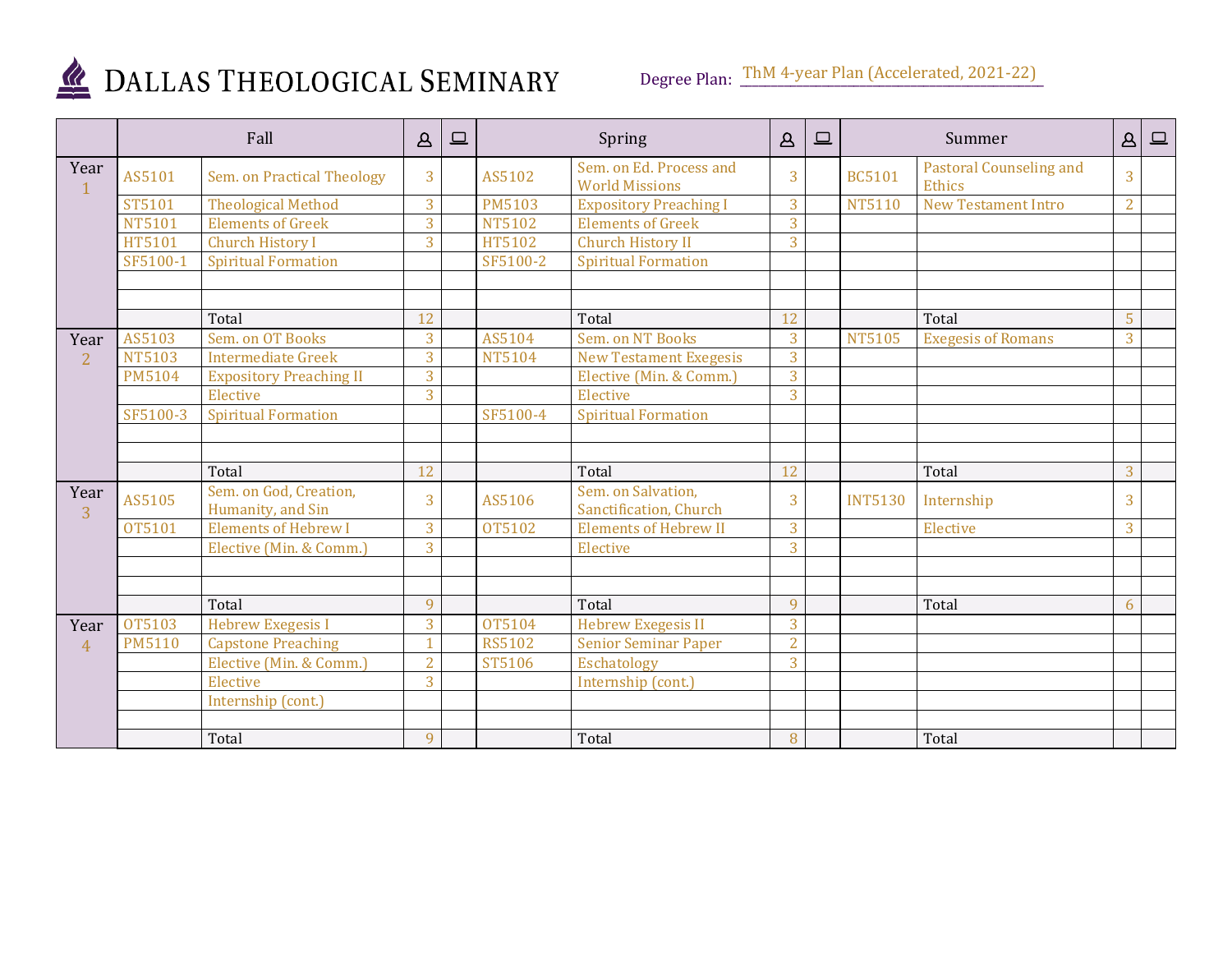# Dallas Theological Seminary

Degree Plan: ThM 4-year Plan (Accelerated, 2021-22)

| | Fall | | In-person | Online | Spring | | In-person | Online | Summer | | In-person | Online |
|---|---|---|---|---|---|---|---|---|---|---|---|---|
| Year 1 | AS5101 | Sem. on Practical Theology | 3 | | AS5102 | Sem. on Ed. Process and World Missions | 3 | | BC5101 | Pastoral Counseling and Ethics | 3 | |
| | ST5101 | Theological Method | 3 | | PM5103 | Expository Preaching I | 3 | | NT5110 | New Testament Intro | 2 | |
| | NT5101 | Elements of Greek | 3 | | NT5102 | Elements of Greek | 3 | | | | | |
| | HT5101 | Church History I | 3 | | HT5102 | Church History II | 3 | | | | | |
| | SF5100-1 | Spiritual Formation | | | SF5100-2 | Spiritual Formation | | | | | | |
| | | Total | 12 | | | Total | 12 | | | Total | 5 | |
| Year 2 | AS5103 | Sem. on OT Books | 3 | | AS5104 | Sem. on NT Books | 3 | | NT5105 | Exegesis of Romans | 3 | |
| | NT5103 | Intermediate Greek | 3 | | NT5104 | New Testament Exegesis | 3 | | | | | |
| | PM5104 | Expository Preaching II | 3 | | | Elective (Min. & Comm.) | 3 | | | | | |
| | | Elective | 3 | | | Elective | 3 | | | | | |
| | SF5100-3 | Spiritual Formation | | | SF5100-4 | Spiritual Formation | | | | | | |
| | | Total | 12 | | | Total | 12 | | | Total | 3 | |
| Year 3 | AS5105 | Sem. on God, Creation, Humanity, and Sin | 3 | | AS5106 | Sem. on Salvation, Sanctification, Church | 3 | | INT5130 | Internship | 3 | |
| | OT5101 | Elements of Hebrew I | 3 | | OT5102 | Elements of Hebrew II | 3 | | | Elective | 3 | |
| | | Elective (Min. & Comm.) | 3 | | | Elective | 3 | | | | | |
| | | Total | 9 | | | Total | 9 | | | Total | 6 | |
| Year 4 | OT5103 | Hebrew Exegesis I | 3 | | OT5104 | Hebrew Exegesis II | 3 | | | | | |
| | PM5110 | Capstone Preaching | 1 | | RS5102 | Senior Seminar Paper | 2 | | | | | |
| | | Elective (Min. & Comm.) | 2 | | ST5106 | Eschatology | 3 | | | | | |
| | | Elective | 3 | | | Internship (cont.) | | | | | | |
| | | Internship (cont.) | | | | | | | | | | |
| | | Total | 9 | | | Total | 8 | | | Total | | |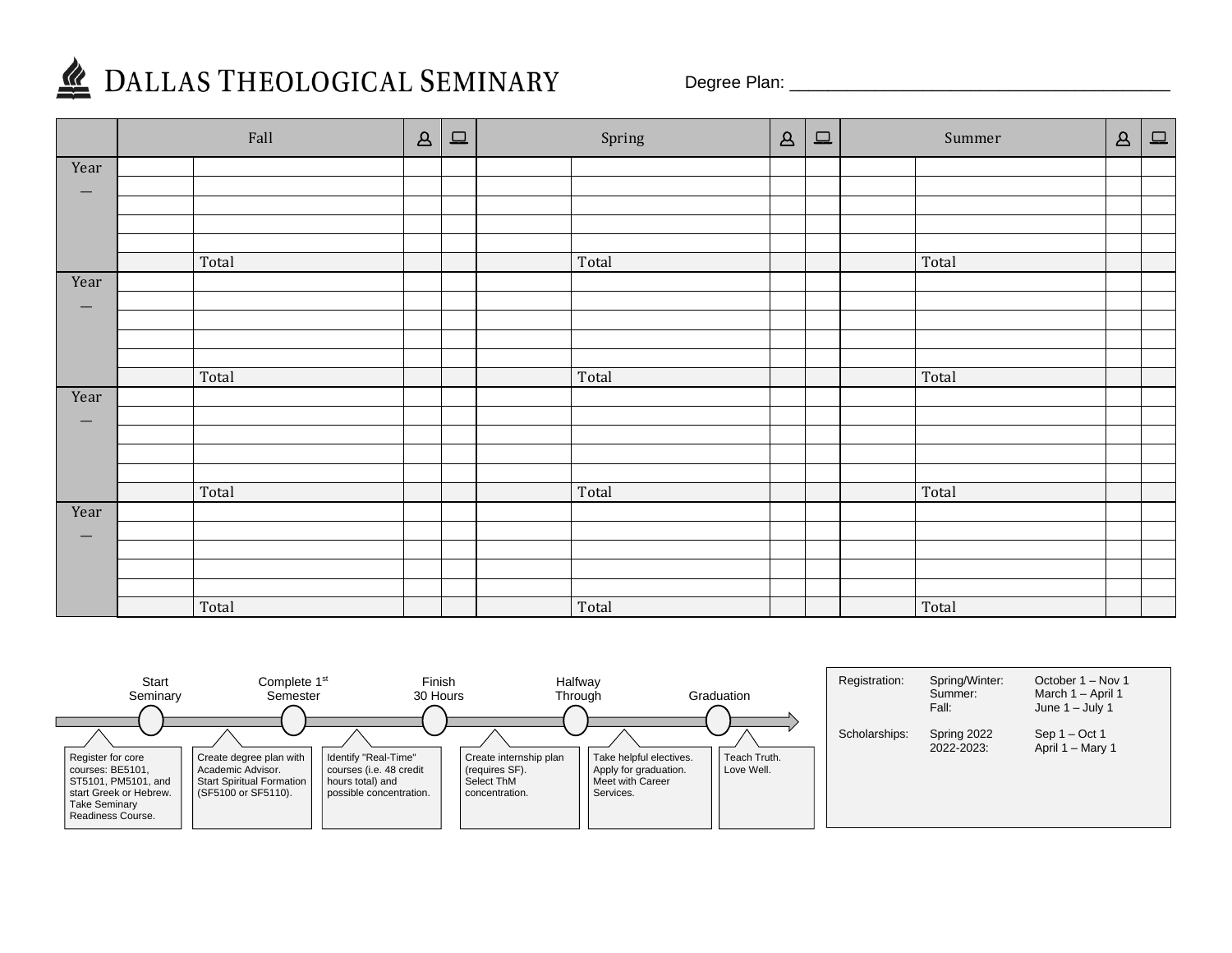# DALLAS THEOLOGICAL SEMINARY

Degree Plan: ______________________________________

| | Fall | | In-person | Online | Spring | | In-person | Online | Summer | | In-person | Online |
|---|---|---|---|---|---|---|---|---|---|---|---|---|
| Year __ | | | | | | | | | | | | |
| | | | | | | | | | | | | |
| | | | | | | | | | | | | |
| | | | | | | | | | | | | |
| | | | | | | | | | | | | |
| | | Total | | | | Total | | | | Total | | |
| Year __ | | | | | | | | | | | | |
| | | | | | | | | | | | | |
| | | | | | | | | | | | | |
| | | | | | | | | | | | | |
| | | | | | | | | | | | | |
| | | Total | | | | Total | | | | Total | | |
| Year __ | | | | | | | | | | | | |
| | | | | | | | | | | | | |
| | | | | | | | | | | | | |
| | | | | | | | | | | | | |
| | | | | | | | | | | | | |
| | | Total | | | | Total | | | | Total | | |
| Year __ | | | | | | | | | | | | |
| | | | | | | | | | | | | |
| | | | | | | | | | | | | |
| | | | | | | | | | | | | |
| | | | | | | | | | | | | |
| | | Total | | | | Total | | | | Total | | |

**Start Seminary** – Register for core courses: BE5101, ST5101, PM5101, and start Greek or Hebrew. Take Seminary Readiness Course.

**Complete 1st Semester** – Create degree plan with Academic Advisor. Start Spiritual Formation (SF5100 or SF5110).

**Finish 30 Hours** – Identify "Real-Time" courses (i.e. 48 credit hours total) and possible concentration.

Create internship plan (requires SF). Select ThM concentration.

**Halfway Through** – Take helpful electives. Apply for graduation. Meet with Career Services.

**Graduation** – Teach Truth. Love Well.

| | | |
|---|---|---|
| Registration: | Spring/Winter: | October 1 – Nov 1 |
| | Summer: | March 1 – April 1 |
| | Fall: | June 1 – July 1 |
| Scholarships: | Spring 2022 | Sep 1 – Oct 1 |
| | 2022-2023: | April 1 – Mary 1 |